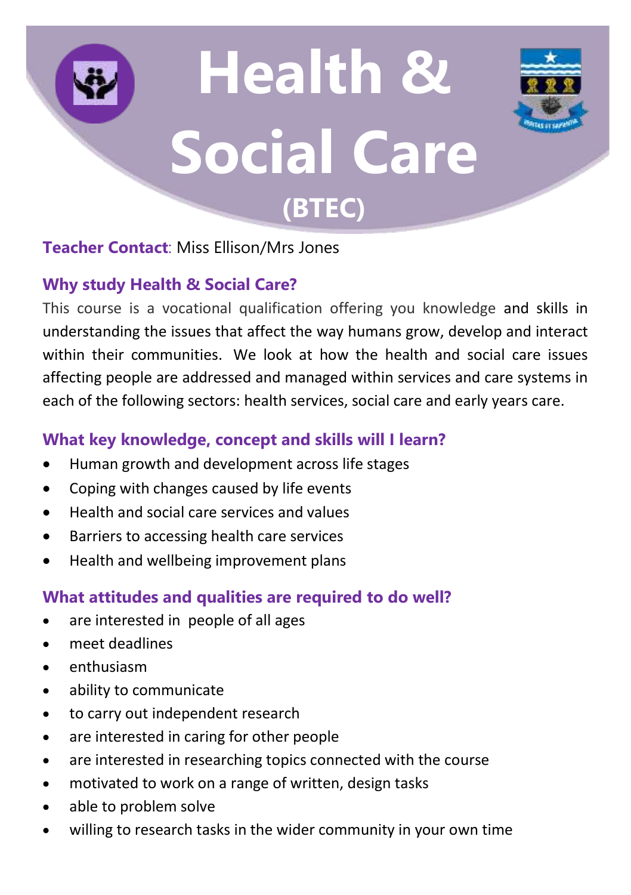# Health & Social Care

## (BTEC)

**Teacher Contact**: Miss Ellison/Mrs Jones

### Why study Health & Social Care?

This course is a vocational qualification offering you knowledge and skills in understanding the issues that affect the way humans grow, develop and interact within their communities. We look at how the health and social care issues affecting people are addressed and managed within services and care systems in each of the following sectors: health services, social care and early years care.

### What key knowledge, concept and skills will I learn?

- Human growth and development across life stages
- Coping with changes caused by life events
- Health and social care services and values
- Barriers to accessing health care services
- Health and wellbeing improvement plans

### What attitudes and qualities are required to do well?

- are interested in people of all ages
- meet deadlines
- enthusiasm
- ability to communicate
- to carry out independent research
- are interested in caring for other people
- are interested in researching topics connected with the course
- motivated to work on a range of written, design tasks
- able to problem solve
- willing to research tasks in the wider community in your own time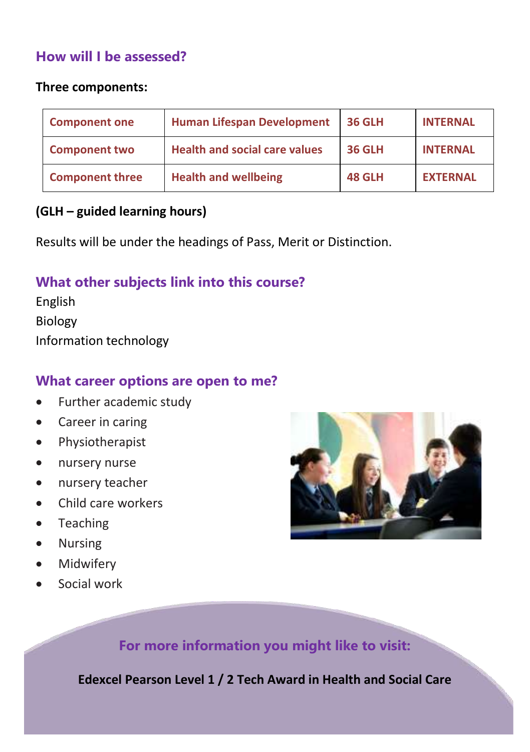## How will I be assessed?

**Three components:**

| | | | |
|---|---|---|---|
| Component one | Human Lifespan Development | 36 GLH | INTERNAL |
| Component two | Health and social care values | 36 GLH | INTERNAL |
| Component three | Health and wellbeing | 48 GLH | EXTERNAL |

**(GLH – guided learning hours)**

Results will be under the headings of Pass, Merit or Distinction.

## What other subjects link into this course?

English
Biology
Information technology

## What career options are open to me?

- Further academic study
- Career in caring
- Physiotherapist
- nursery nurse
- nursery teacher
- Child care workers
- Teaching
- Nursing
- Midwifery
- Social work

### For more information you might like to visit:

**Edexcel Pearson Level 1 / 2 Tech Award in Health and Social Care**